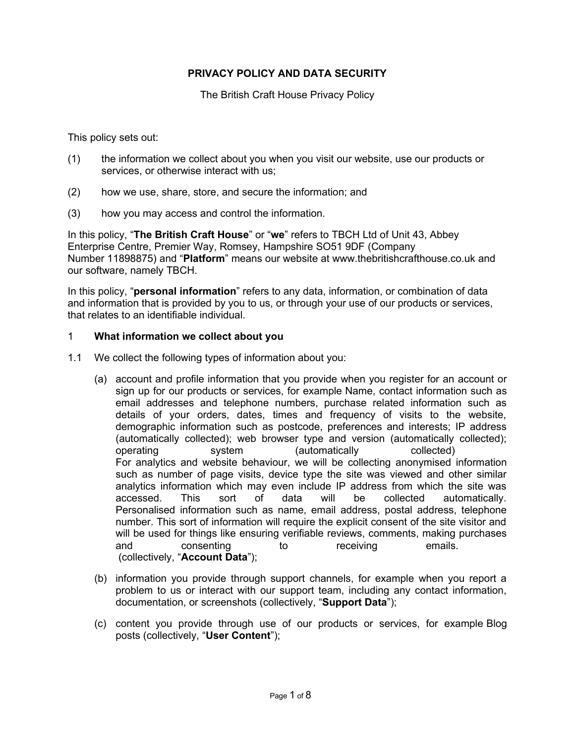# PRIVACY POLICY AND DATA SECURITY

The British Craft House Privacy Policy

This policy sets out:

(1) the information we collect about you when you visit our website, use our products or services, or otherwise interact with us;

(2) how we use, share, store, and secure the information; and

(3) how you may access and control the information.

In this policy, "**The British Craft House**" or "**we**" refers to TBCH Ltd of Unit 43, Abbey Enterprise Centre, Premier Way, Romsey, Hampshire SO51 9DF (Company Number 11898875) and "**Platform**" means our website at www.thebritishcrafthouse.co.uk and our software, namely TBCH.

In this policy, "**personal information**" refers to any data, information, or combination of data and information that is provided by you to us, or through your use of our products or services, that relates to an identifiable individual.

## 1 What information we collect about you

1.1 We collect the following types of information about you:

(a) account and profile information that you provide when you register for an account or sign up for our products or services, for example Name, contact information such as email addresses and telephone numbers, purchase related information such as details of your orders, dates, times and frequency of visits to the website, demographic information such as postcode, preferences and interests; IP address (automatically collected); web browser type and version (automatically collected); operating system (automatically collected)
For analytics and website behaviour, we will be collecting anonymised information such as number of page visits, device type the site was viewed and other similar analytics information which may even include IP address from which the site was accessed. This sort of data will be collected automatically. Personalised information such as name, email address, postal address, telephone number. This sort of information will require the explicit consent of the site visitor and will be used for things like ensuring verifiable reviews, comments, making purchases and consenting to receiving emails.
(collectively, "**Account Data**");

(b) information you provide through support channels, for example when you report a problem to us or interact with our support team, including any contact information, documentation, or screenshots (collectively, "**Support Data**");

(c) content you provide through use of our products or services, for example Blog posts (collectively, "**User Content**");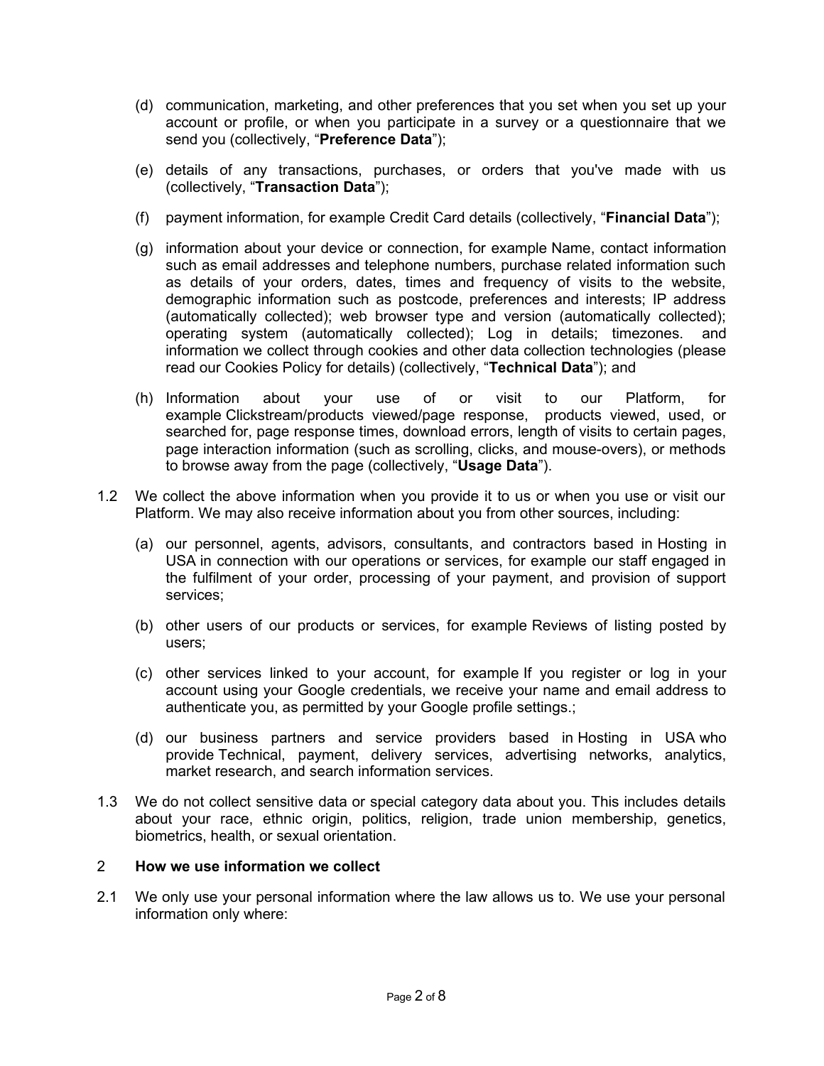(d) communication, marketing, and other preferences that you set when you set up your account or profile, or when you participate in a survey or a questionnaire that we send you (collectively, “**Preference Data**”);

(e) details of any transactions, purchases, or orders that you've made with us (collectively, “**Transaction Data**”);

(f) payment information, for example Credit Card details (collectively, “**Financial Data**”);

(g) information about your device or connection, for example Name, contact information such as email addresses and telephone numbers, purchase related information such as details of your orders, dates, times and frequency of visits to the website, demographic information such as postcode, preferences and interests; IP address (automatically collected); web browser type and version (automatically collected); operating system (automatically collected); Log in details; timezones. and information we collect through cookies and other data collection technologies (please read our Cookies Policy for details) (collectively, “**Technical Data**”); and

(h) Information about your use of or visit to our Platform, for example Clickstream/products viewed/page response, products viewed, used, or searched for, page response times, download errors, length of visits to certain pages, page interaction information (such as scrolling, clicks, and mouse-overs), or methods to browse away from the page (collectively, “**Usage Data**”).

1.2 We collect the above information when you provide it to us or when you use or visit our Platform. We may also receive information about you from other sources, including:

(a) our personnel, agents, advisors, consultants, and contractors based in Hosting in USA in connection with our operations or services, for example our staff engaged in the fulfilment of your order, processing of your payment, and provision of support services;

(b) other users of our products or services, for example Reviews of listing posted by users;

(c) other services linked to your account, for example If you register or log in your account using your Google credentials, we receive your name and email address to authenticate you, as permitted by your Google profile settings.;

(d) our business partners and service providers based in Hosting in USA who provide Technical, payment, delivery services, advertising networks, analytics, market research, and search information services.

1.3 We do not collect sensitive data or special category data about you. This includes details about your race, ethnic origin, politics, religion, trade union membership, genetics, biometrics, health, or sexual orientation.

## 2 How we use information we collect

2.1 We only use your personal information where the law allows us to. We use your personal information only where: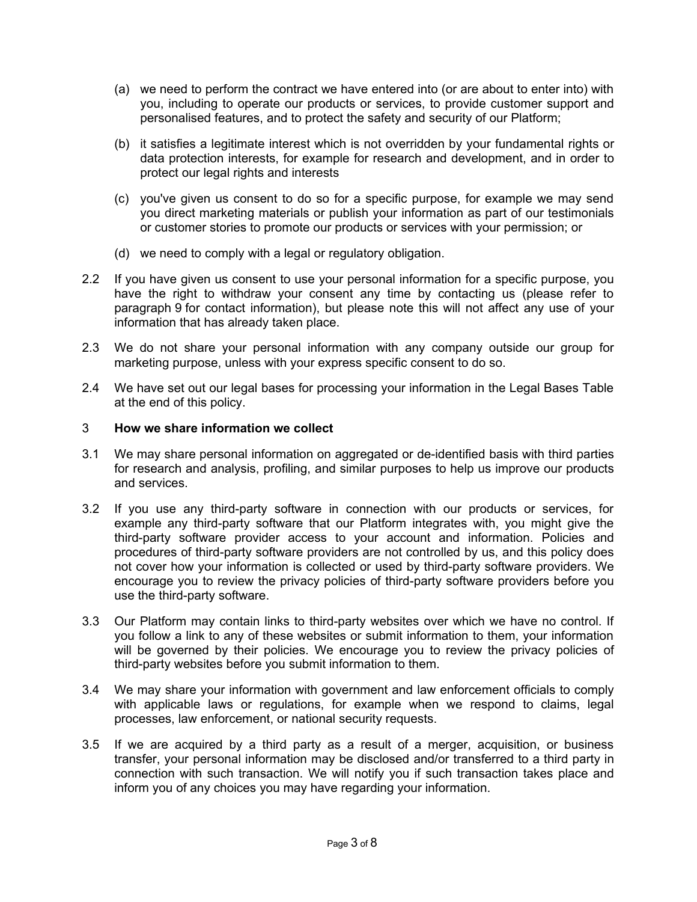(a) we need to perform the contract we have entered into (or are about to enter into) with you, including to operate our products or services, to provide customer support and personalised features, and to protect the safety and security of our Platform;

(b) it satisfies a legitimate interest which is not overridden by your fundamental rights or data protection interests, for example for research and development, and in order to protect our legal rights and interests

(c) you've given us consent to do so for a specific purpose, for example we may send you direct marketing materials or publish your information as part of our testimonials or customer stories to promote our products or services with your permission; or

(d) we need to comply with a legal or regulatory obligation.

2.2 If you have given us consent to use your personal information for a specific purpose, you have the right to withdraw your consent any time by contacting us (please refer to paragraph 9 for contact information), but please note this will not affect any use of your information that has already taken place.

2.3 We do not share your personal information with any company outside our group for marketing purpose, unless with your express specific consent to do so.

2.4 We have set out our legal bases for processing your information in the Legal Bases Table at the end of this policy.

## 3 How we share information we collect

3.1 We may share personal information on aggregated or de-identified basis with third parties for research and analysis, profiling, and similar purposes to help us improve our products and services.

3.2 If you use any third-party software in connection with our products or services, for example any third-party software that our Platform integrates with, you might give the third-party software provider access to your account and information. Policies and procedures of third-party software providers are not controlled by us, and this policy does not cover how your information is collected or used by third-party software providers. We encourage you to review the privacy policies of third-party software providers before you use the third-party software.

3.3 Our Platform may contain links to third-party websites over which we have no control. If you follow a link to any of these websites or submit information to them, your information will be governed by their policies. We encourage you to review the privacy policies of third-party websites before you submit information to them.

3.4 We may share your information with government and law enforcement officials to comply with applicable laws or regulations, for example when we respond to claims, legal processes, law enforcement, or national security requests.

3.5 If we are acquired by a third party as a result of a merger, acquisition, or business transfer, your personal information may be disclosed and/or transferred to a third party in connection with such transaction. We will notify you if such transaction takes place and inform you of any choices you may have regarding your information.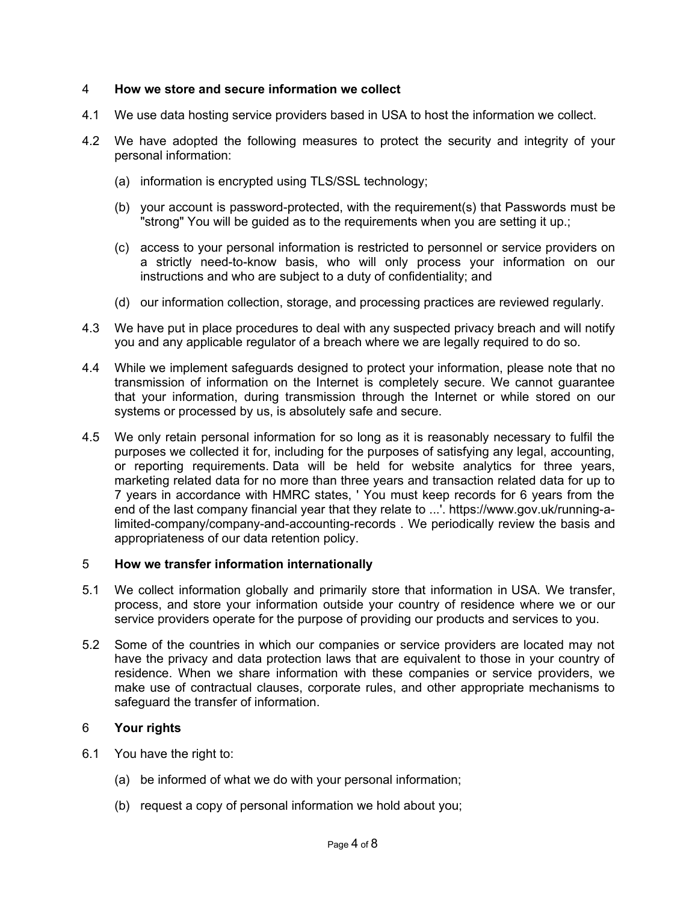## 4 How we store and secure information we collect

4.1 We use data hosting service providers based in USA to host the information we collect.

4.2 We have adopted the following measures to protect the security and integrity of your personal information:

(a) information is encrypted using TLS/SSL technology;

(b) your account is password-protected, with the requirement(s) that Passwords must be "strong" You will be guided as to the requirements when you are setting it up.;

(c) access to your personal information is restricted to personnel or service providers on a strictly need-to-know basis, who will only process your information on our instructions and who are subject to a duty of confidentiality; and

(d) our information collection, storage, and processing practices are reviewed regularly.

4.3 We have put in place procedures to deal with any suspected privacy breach and will notify you and any applicable regulator of a breach where we are legally required to do so.

4.4 While we implement safeguards designed to protect your information, please note that no transmission of information on the Internet is completely secure. We cannot guarantee that your information, during transmission through the Internet or while stored on our systems or processed by us, is absolutely safe and secure.

4.5 We only retain personal information for so long as it is reasonably necessary to fulfil the purposes we collected it for, including for the purposes of satisfying any legal, accounting, or reporting requirements. Data will be held for website analytics for three years, marketing related data for no more than three years and transaction related data for up to 7 years in accordance with HMRC states, ' You must keep records for 6 years from the end of the last company financial year that they relate to ...'. https://www.gov.uk/running-a-limited-company/company-and-accounting-records . We periodically review the basis and appropriateness of our data retention policy.

## 5 How we transfer information internationally

5.1 We collect information globally and primarily store that information in USA. We transfer, process, and store your information outside your country of residence where we or our service providers operate for the purpose of providing our products and services to you.

5.2 Some of the countries in which our companies or service providers are located may not have the privacy and data protection laws that are equivalent to those in your country of residence. When we share information with these companies or service providers, we make use of contractual clauses, corporate rules, and other appropriate mechanisms to safeguard the transfer of information.

## 6 Your rights

6.1 You have the right to:

(a) be informed of what we do with your personal information;

(b) request a copy of personal information we hold about you;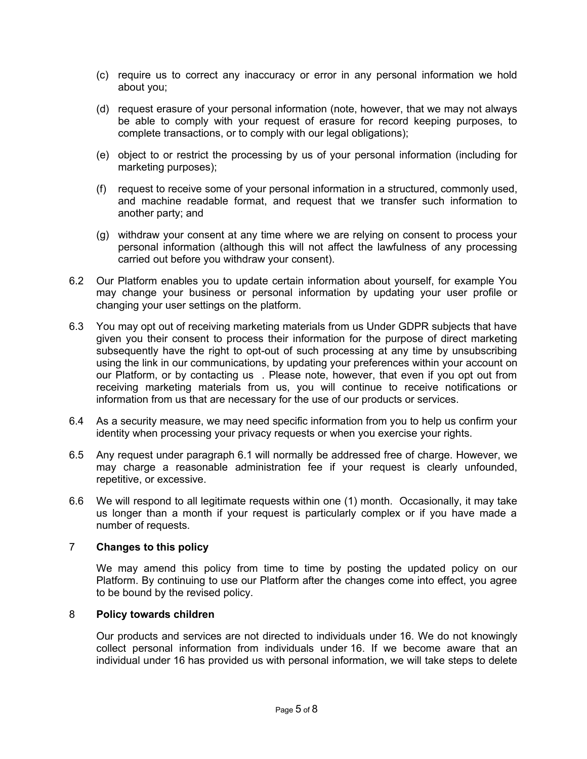(c) require us to correct any inaccuracy or error in any personal information we hold about you;

(d) request erasure of your personal information (note, however, that we may not always be able to comply with your request of erasure for record keeping purposes, to complete transactions, or to comply with our legal obligations);

(e) object to or restrict the processing by us of your personal information (including for marketing purposes);

(f) request to receive some of your personal information in a structured, commonly used, and machine readable format, and request that we transfer such information to another party; and

(g) withdraw your consent at any time where we are relying on consent to process your personal information (although this will not affect the lawfulness of any processing carried out before you withdraw your consent).

6.2 Our Platform enables you to update certain information about yourself, for example You may change your business or personal information by updating your user profile or changing your user settings on the platform.

6.3 You may opt out of receiving marketing materials from us Under GDPR subjects that have given you their consent to process their information for the purpose of direct marketing subsequently have the right to opt-out of such processing at any time by unsubscribing using the link in our communications, by updating your preferences within your account on our Platform, or by contacting us . Please note, however, that even if you opt out from receiving marketing materials from us, you will continue to receive notifications or information from us that are necessary for the use of our products or services.

6.4 As a security measure, we may need specific information from you to help us confirm your identity when processing your privacy requests or when you exercise your rights.

6.5 Any request under paragraph 6.1 will normally be addressed free of charge. However, we may charge a reasonable administration fee if your request is clearly unfounded, repetitive, or excessive.

6.6 We will respond to all legitimate requests within one (1) month. Occasionally, it may take us longer than a month if your request is particularly complex or if you have made a number of requests.

## 7 Changes to this policy

We may amend this policy from time to time by posting the updated policy on our Platform. By continuing to use our Platform after the changes come into effect, you agree to be bound by the revised policy.

## 8 Policy towards children

Our products and services are not directed to individuals under 16. We do not knowingly collect personal information from individuals under 16. If we become aware that an individual under 16 has provided us with personal information, we will take steps to delete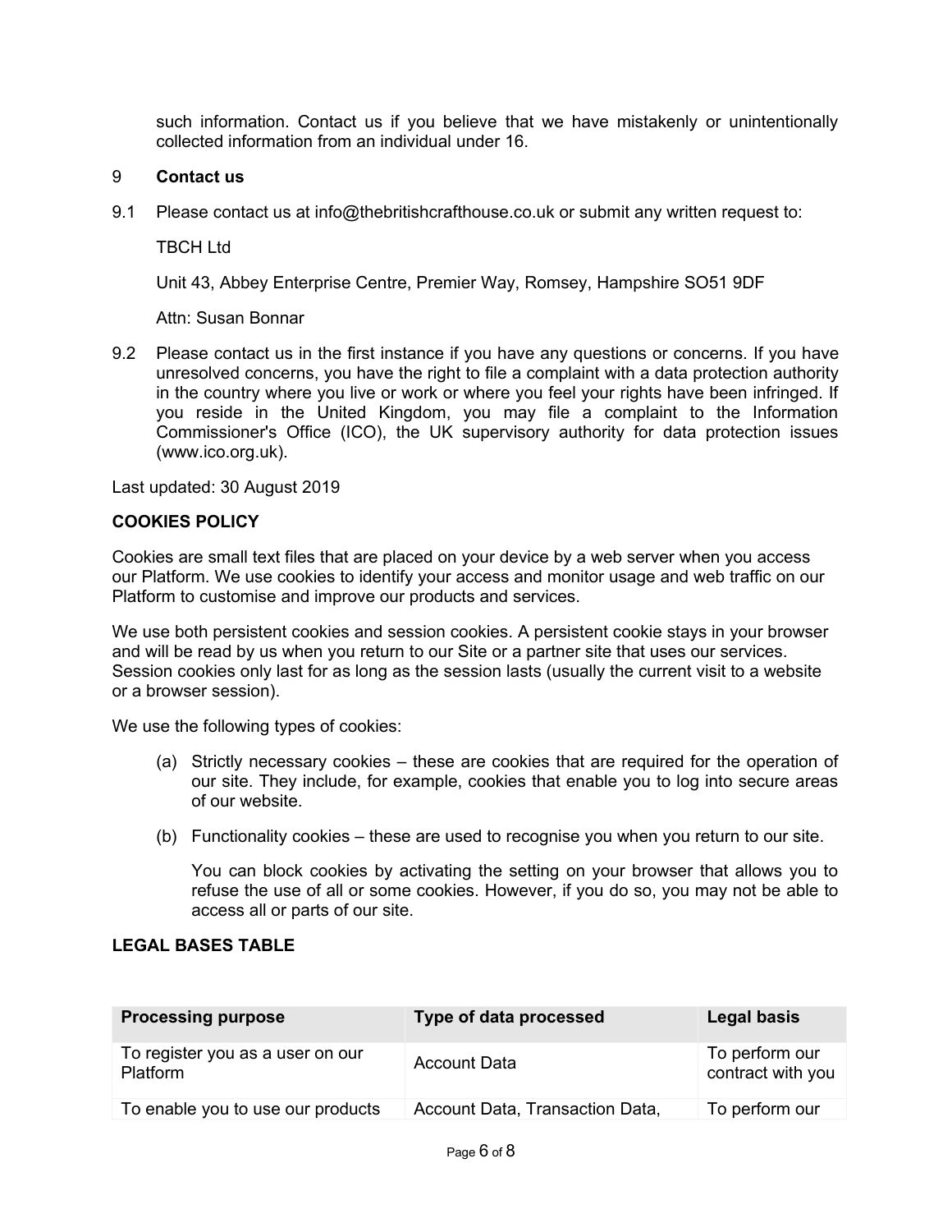such information. Contact us if you believe that we have mistakenly or unintentionally collected information from an individual under 16.

## 9 **Contact us**

9.1 Please contact us at info@thebritishcrafthouse.co.uk or submit any written request to:

TBCH Ltd

Unit 43, Abbey Enterprise Centre, Premier Way, Romsey, Hampshire SO51 9DF

Attn: Susan Bonnar

9.2 Please contact us in the first instance if you have any questions or concerns. If you have unresolved concerns, you have the right to file a complaint with a data protection authority in the country where you live or work or where you feel your rights have been infringed. If you reside in the United Kingdom, you may file a complaint to the Information Commissioner's Office (ICO), the UK supervisory authority for data protection issues (www.ico.org.uk).

Last updated: 30 August 2019

## **COOKIES POLICY**

Cookies are small text files that are placed on your device by a web server when you access our Platform. We use cookies to identify your access and monitor usage and web traffic on our Platform to customise and improve our products and services.

We use both persistent cookies and session cookies. A persistent cookie stays in your browser and will be read by us when you return to our Site or a partner site that uses our services. Session cookies only last for as long as the session lasts (usually the current visit to a website or a browser session).

We use the following types of cookies:

(a) Strictly necessary cookies – these are cookies that are required for the operation of our site. They include, for example, cookies that enable you to log into secure areas of our website.

(b) Functionality cookies – these are used to recognise you when you return to our site.

You can block cookies by activating the setting on your browser that allows you to refuse the use of all or some cookies. However, if you do so, you may not be able to access all or parts of our site.

## **LEGAL BASES TABLE**

| Processing purpose | Type of data processed | Legal basis |
|---|---|---|
| To register you as a user on our Platform | Account Data | To perform our contract with you |
| To enable you to use our products | Account Data, Transaction Data, | To perform our |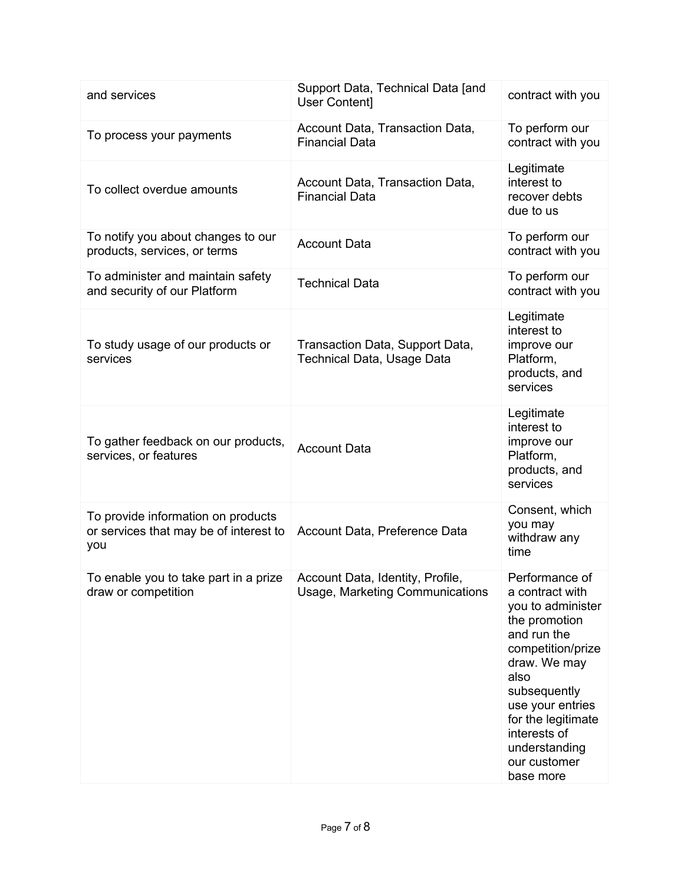| | | |
|---|---|---|
| and services | Support Data, Technical Data [and User Content] | contract with you |
| To process your payments | Account Data, Transaction Data, Financial Data | To perform our contract with you |
| To collect overdue amounts | Account Data, Transaction Data, Financial Data | Legitimate interest to recover debts due to us |
| To notify you about changes to our products, services, or terms | Account Data | To perform our contract with you |
| To administer and maintain safety and security of our Platform | Technical Data | To perform our contract with you |
| To study usage of our products or services | Transaction Data, Support Data, Technical Data, Usage Data | Legitimate interest to improve our Platform, products, and services |
| To gather feedback on our products, services, or features | Account Data | Legitimate interest to improve our Platform, products, and services |
| To provide information on products or services that may be of interest to you | Account Data, Preference Data | Consent, which you may withdraw any time |
| To enable you to take part in a prize draw or competition | Account Data, Identity, Profile, Usage, Marketing Communications | Performance of a contract with you to administer the promotion and run the competition/prize draw. We may also subsequently use your entries for the legitimate interests of understanding our customer base more |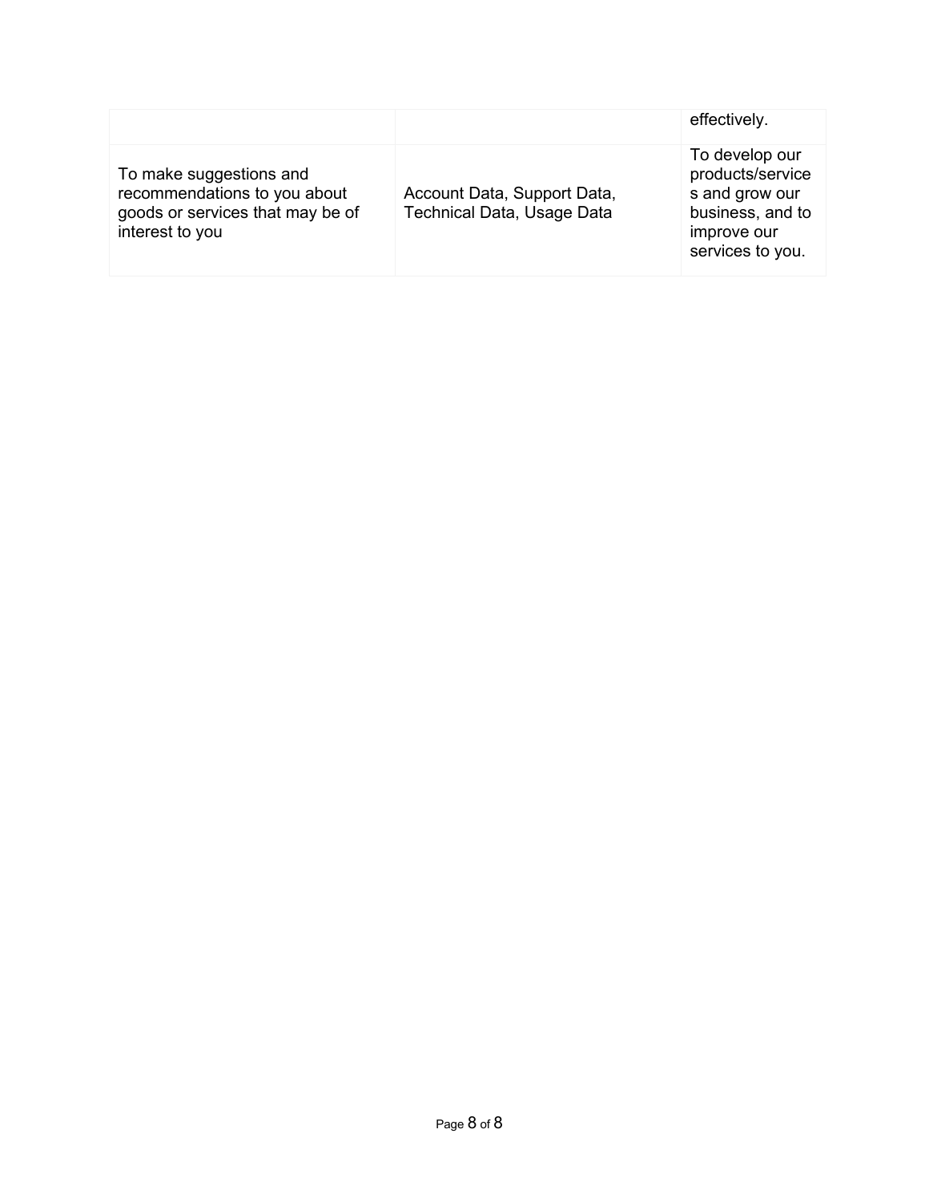| | | |
|---|---|---|
| | | effectively. |
| To make suggestions and recommendations to you about goods or services that may be of interest to you | Account Data, Support Data, Technical Data, Usage Data | To develop our products/services and grow our business, and to improve our services to you. |